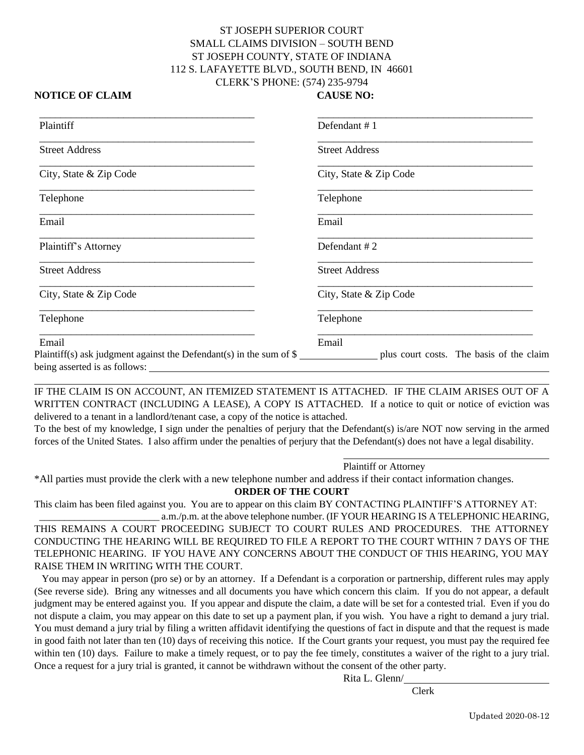ST JOSEPH SUPERIOR COURT
SMALL CLAIMS DIVISION – SOUTH BEND
ST JOSEPH COUNTY, STATE OF INDIANA
112 S. LAFAYETTE BLVD., SOUTH BEND, IN 46601
CLERK'S PHONE: (574) 235-9794

**NOTICE OF CLAIM** **CAUSE NO:**

| | |
|---|---|
| ________________________ Plaintiff | ________________________ Defendant # 1 |
| ________________________ Street Address | ________________________ Street Address |
| ________________________ City, State & Zip Code | ________________________ City, State & Zip Code |
| ________________________ Telephone | ________________________ Telephone |
| ________________________ Email | ________________________ Email |
| ________________________ Plaintiff's Attorney | ________________________ Defendant # 2 |
| ________________________ Street Address | ________________________ Street Address |
| ________________________ City, State & Zip Code | ________________________ City, State & Zip Code |
| ________________________ Telephone | ________________________ Telephone |
| ________________________ Email | ________________________ Email |

Plaintiff(s) ask judgment against the Defendant(s) in the sum of $ ______________ plus court costs. The basis of the claim being asserted is as follows: ________________________________________________________________

________________________________________________________________

IF THE CLAIM IS ON ACCOUNT, AN ITEMIZED STATEMENT IS ATTACHED. IF THE CLAIM ARISES OUT OF A WRITTEN CONTRACT (INCLUDING A LEASE), A COPY IS ATTACHED. If a notice to quit or notice of eviction was delivered to a tenant in a landlord/tenant case, a copy of the notice is attached.

To the best of my knowledge, I sign under the penalties of perjury that the Defendant(s) is/are NOT now serving in the armed forces of the United States. I also affirm under the penalties of perjury that the Defendant(s) does not have a legal disability.

________________________________________
Plaintiff or Attorney

*All parties must provide the clerk with a new telephone number and address if their contact information changes.

**ORDER OF THE COURT**

This claim has been filed against you. You are to appear on this claim BY CONTACTING PLAINTIFF'S ATTORNEY AT: ________________________ a.m./p.m. at the above telephone number. (IF YOUR HEARING IS A TELEPHONIC HEARING, THIS REMAINS A COURT PROCEEDING SUBJECT TO COURT RULES AND PROCEDURES. THE ATTORNEY CONDUCTING THE HEARING WILL BE REQUIRED TO FILE A REPORT TO THE COURT WITHIN 7 DAYS OF THE TELEPHONIC HEARING. IF YOU HAVE ANY CONCERNS ABOUT THE CONDUCT OF THIS HEARING, YOU MAY RAISE THEM IN WRITING WITH THE COURT.

You may appear in person (pro se) or by an attorney. If a Defendant is a corporation or partnership, different rules may apply (See reverse side). Bring any witnesses and all documents you have which concern this claim. If you do not appear, a default judgment may be entered against you. If you appear and dispute the claim, a date will be set for a contested trial. Even if you do not dispute a claim, you may appear on this date to set up a payment plan, if you wish. You have a right to demand a jury trial. You must demand a jury trial by filing a written affidavit identifying the questions of fact in dispute and that the request is made in good faith not later than ten (10) days of receiving this notice. If the Court grants your request, you must pay the required fee within ten (10) days. Failure to make a timely request, or to pay the fee timely, constitutes a waiver of the right to a jury trial. Once a request for a jury trial is granted, it cannot be withdrawn without the consent of the other party.

Rita L. Glenn/____________________________
Clerk

Updated 2020-08-12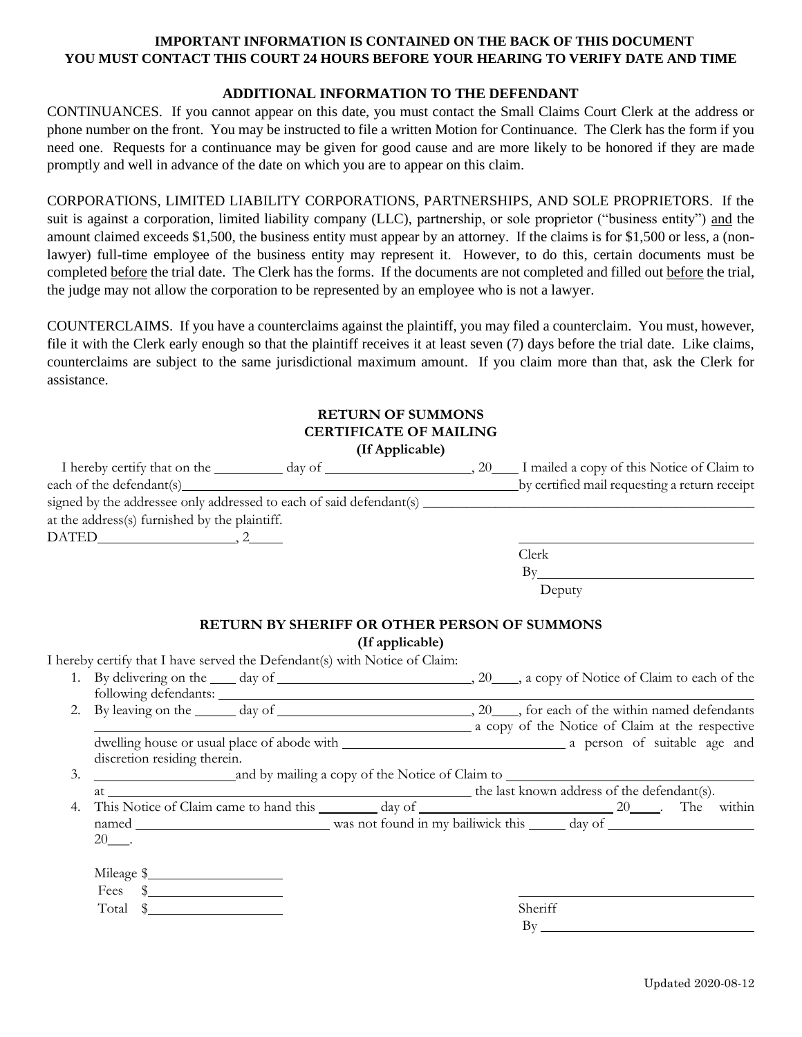**IMPORTANT INFORMATION IS CONTAINED ON THE BACK OF THIS DOCUMENT**
**YOU MUST CONTACT THIS COURT 24 HOURS BEFORE YOUR HEARING TO VERIFY DATE AND TIME**

## ADDITIONAL INFORMATION TO THE DEFENDANT

CONTINUANCES. If you cannot appear on this date, you must contact the Small Claims Court Clerk at the address or phone number on the front. You may be instructed to file a written Motion for Continuance. The Clerk has the form if you need one. Requests for a continuance may be given for good cause and are more likely to be honored if they are made promptly and well in advance of the date on which you are to appear on this claim.

CORPORATIONS, LIMITED LIABILITY CORPORATIONS, PARTNERSHIPS, AND SOLE PROPRIETORS. If the suit is against a corporation, limited liability company (LLC), partnership, or sole proprietor ("business entity") and the amount claimed exceeds $1,500, the business entity must appear by an attorney. If the claims is for $1,500 or less, a (non-lawyer) full-time employee of the business entity may represent it. However, to do this, certain documents must be completed before the trial date. The Clerk has the forms. If the documents are not completed and filled out before the trial, the judge may not allow the corporation to be represented by an employee who is not a lawyer.

COUNTERCLAIMS. If you have a counterclaims against the plaintiff, you may filed a counterclaim. You must, however, file it with the Clerk early enough so that the plaintiff receives it at least seven (7) days before the trial date. Like claims, counterclaims are subject to the same jurisdictional maximum amount. If you claim more than that, ask the Clerk for assistance.

## RETURN OF SUMMONS
## CERTIFICATE OF MAILING
**(If Applicable)**

I hereby certify that on the ________ day of ________________, 20____ I mailed a copy of this Notice of Claim to each of the defendant(s)________________________________by certified mail requesting a return receipt signed by the addressee only addressed to each of said defendant(s) ________________________________ at the address(s) furnished by the plaintiff.

DATED________________, 2____

________________________
Clerk
By______________________
Deputy

## RETURN BY SHERIFF OR OTHER PERSON OF SUMMONS
**(If applicable)**

I hereby certify that I have served the Defendant(s) with Notice of Claim:

1. By delivering on the ____ day of ________________, 20____, a copy of Notice of Claim to each of the following defendants: ________________________________
2. By leaving on the ______ day of ________________, 20____, for each of the within named defendants ________________________________ a copy of the Notice of Claim at the respective dwelling house or usual place of abode with ________________________ a person of suitable age and discretion residing therein.
3. ________________and by mailing a copy of the Notice of Claim to ________________________ at ________________________________ the last known address of the defendant(s).
4. This Notice of Claim came to hand this ________ day of ________________ 20_____. The within named ________________________ was not found in my bailiwick this _____ day of ________________ 20___.

Mileage $________________
Fees $________________
Total $________________

________________________
Sheriff
By ______________________

Updated 2020-08-12